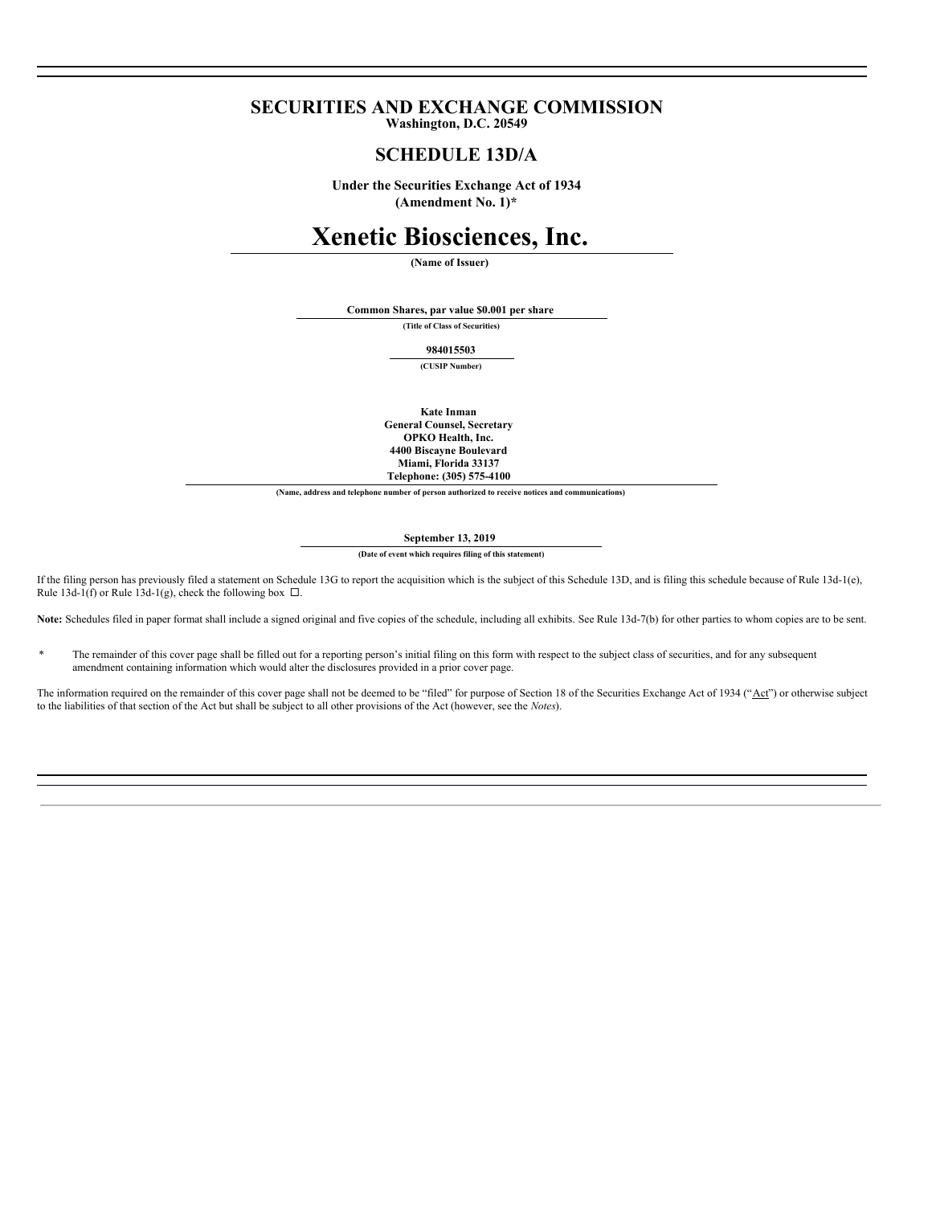# SECURITIES AND EXCHANGE COMMISSION

**Washington, D.C. 20549**

## SCHEDULE 13D/A

**Under the Securities Exchange Act of 1934**
**(Amendment No. 1)***

# Xenetic Biosciences, Inc.

**(Name of Issuer)**

**Common Shares, par value $0.001 per share**

**(Title of Class of Securities)**

**984015503**

**(CUSIP Number)**

**Kate Inman**
**General Counsel, Secretary**
**OPKO Health, Inc.**
**4400 Biscayne Boulevard**
**Miami, Florida 33137**
**Telephone: (305) 575-4100**

**(Name, address and telephone number of person authorized to receive notices and communications)**

**September 13, 2019**

**(Date of event which requires filing of this statement)**

If the filing person has previously filed a statement on Schedule 13G to report the acquisition which is the subject of this Schedule 13D, and is filing this schedule because of Rule 13d-1(e), Rule 13d-1(f) or Rule 13d-1(g), check the following box ☐.

**Note:** Schedules filed in paper format shall include a signed original and five copies of the schedule, including all exhibits. See Rule 13d-7(b) for other parties to whom copies are to be sent.

* The remainder of this cover page shall be filled out for a reporting person's initial filing on this form with respect to the subject class of securities, and for any subsequent amendment containing information which would alter the disclosures provided in a prior cover page.

The information required on the remainder of this cover page shall not be deemed to be "filed" for purpose of Section 18 of the Securities Exchange Act of 1934 ("Act") or otherwise subject to the liabilities of that section of the Act but shall be subject to all other provisions of the Act (however, see the *Notes*).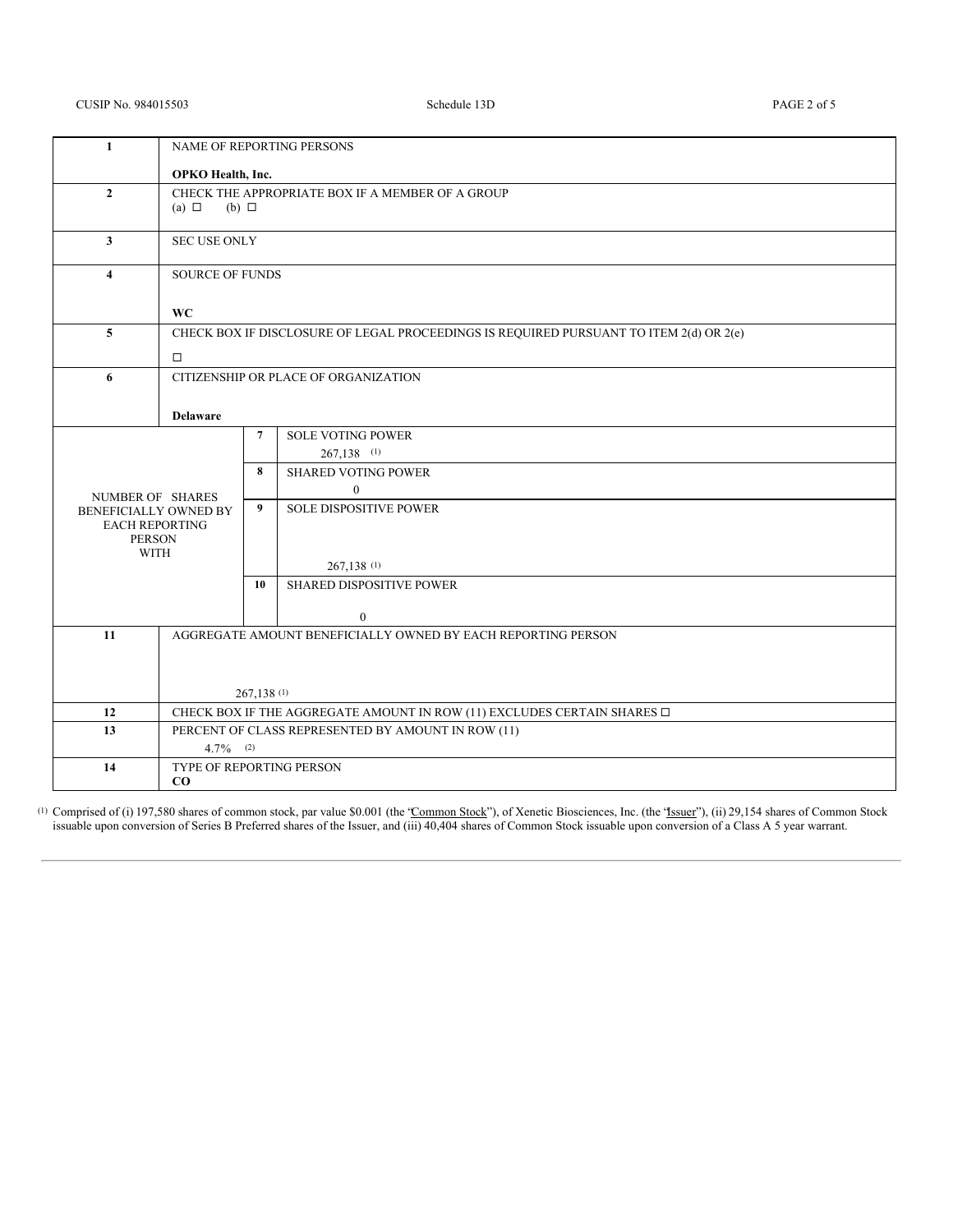CUSIP No. 984015503 Schedule 13D

| | | | |
|---|---|---|---|
| 1 | NAME OF REPORTING PERSONS<br><br>**OPKO Health, Inc.** | | |
| 2 | CHECK THE APPROPRIATE BOX IF A MEMBER OF A GROUP<br>(a) ☐ (b) ☐ | | |
| 3 | SEC USE ONLY | | |
| 4 | SOURCE OF FUNDS<br><br>**WC** | | |
| 5 | CHECK BOX IF DISCLOSURE OF LEGAL PROCEEDINGS IS REQUIRED PURSUANT TO ITEM 2(d) OR 2(e)<br><br>☐ | | |
| 6 | CITIZENSHIP OR PLACE OF ORGANIZATION<br><br>**Delaware** | | |
| NUMBER OF SHARES BENEFICIALLY OWNED BY EACH REPORTING PERSON WITH | | 7 | SOLE VOTING POWER<br>267,138 [(1)] |
| | | 8 | SHARED VOTING POWER<br>0 |
| | | 9 | SOLE DISPOSITIVE POWER<br><br>267,138 [(1)] |
| | | 10 | SHARED DISPOSITIVE POWER<br><br>0 |
| 11 | AGGREGATE AMOUNT BENEFICIALLY OWNED BY EACH REPORTING PERSON<br><br>267,138 [(1)] | | |
| 12 | CHECK BOX IF THE AGGREGATE AMOUNT IN ROW (11) EXCLUDES CERTAIN SHARES ☐ | | |
| 13 | PERCENT OF CLASS REPRESENTED BY AMOUNT IN ROW (11)<br>4.7% [(2)] | | |
| 14 | TYPE OF REPORTING PERSON<br>**CO** | | |

[(1)] Comprised of (i) 197,580 shares of common stock, par value $0.001 (the "Common Stock"), of Xenetic Biosciences, Inc. (the "Issuer"), (ii) 29,154 shares of Common Stock issuable upon conversion of Series B Preferred shares of the Issuer, and (iii) 40,404 shares of Common Stock issuable upon conversion of a Class A 5 year warrant.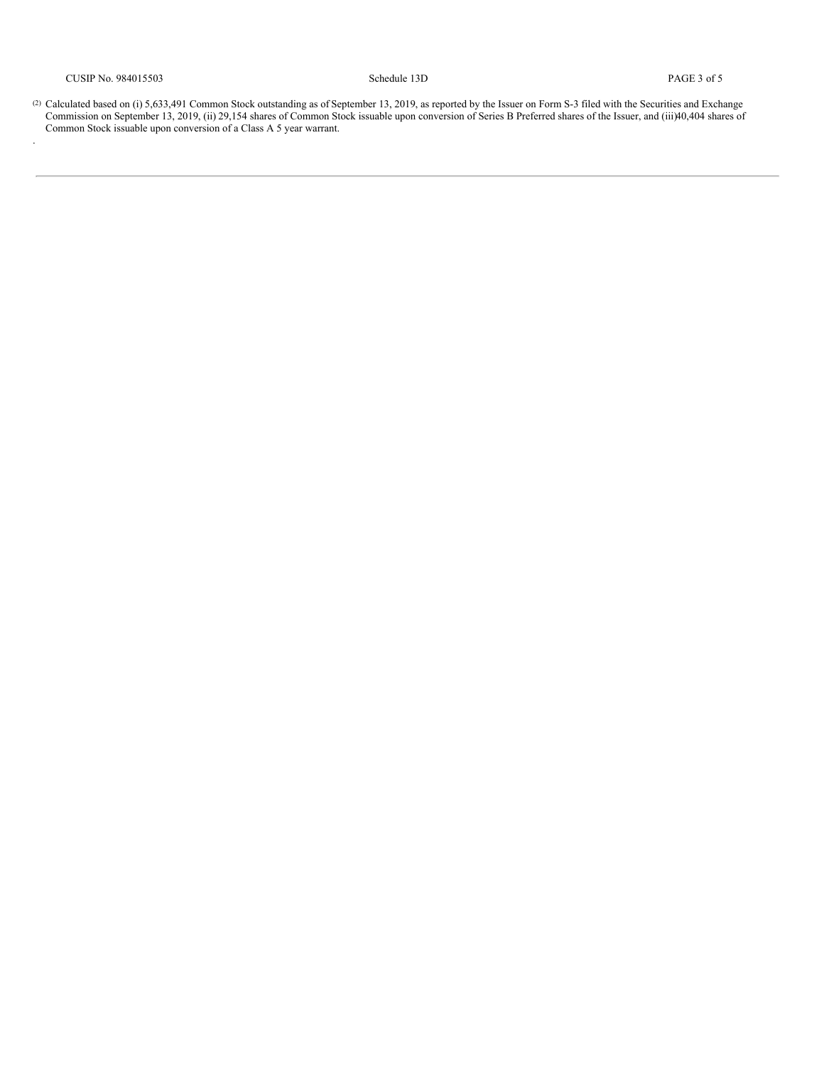[2] Calculated based on (i) 5,633,491 Common Stock outstanding as of September 13, 2019, as reported by the Issuer on Form S-3 filed with the Securities and Exchange Commission on September 13, 2019, (ii) 29,154 shares of Common Stock issuable upon conversion of Series B Preferred shares of the Issuer, and (iii)40,404 shares of Common Stock issuable upon conversion of a Class A 5 year warrant.

.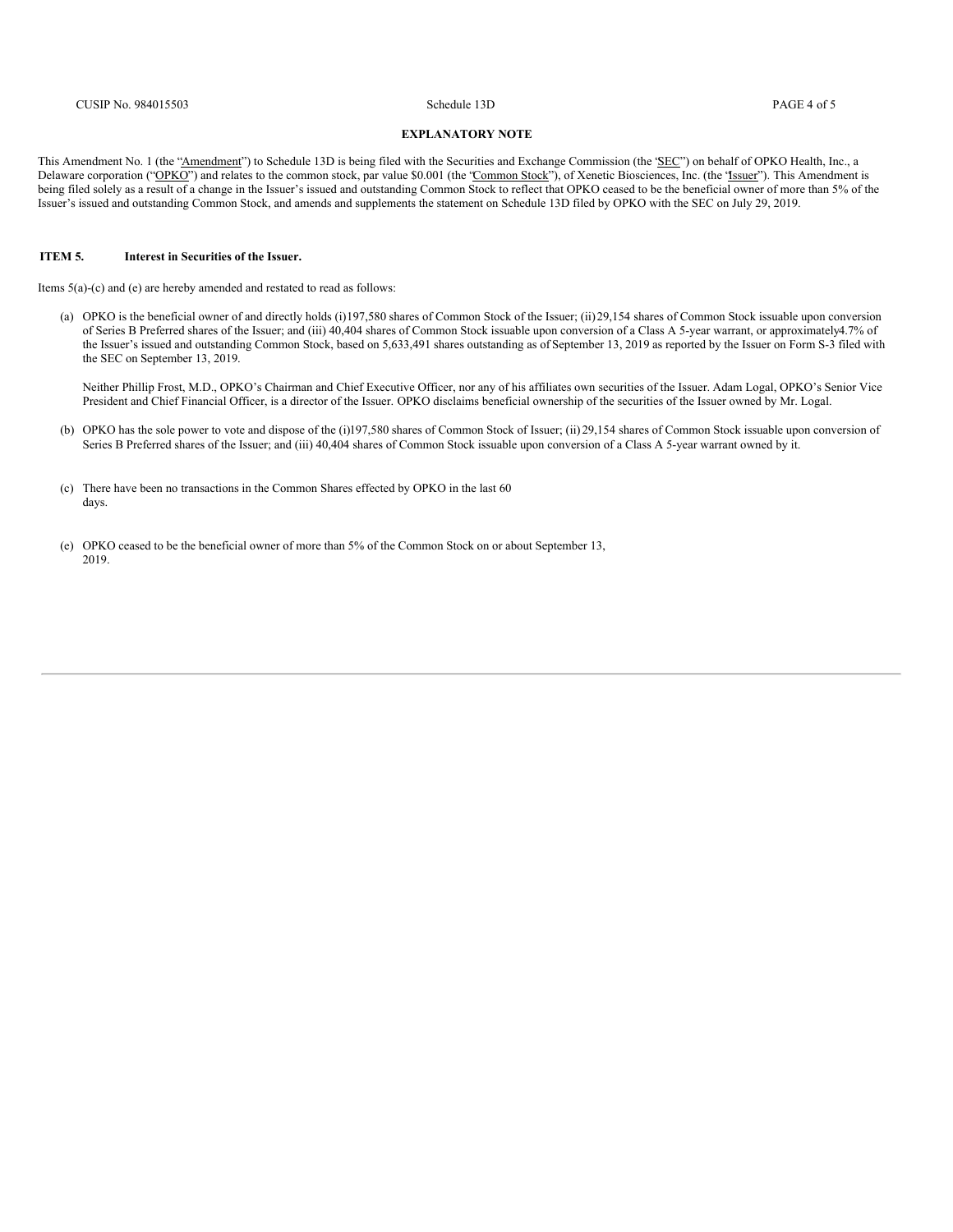## EXPLANATORY NOTE

This Amendment No. 1 (the "Amendment") to Schedule 13D is being filed with the Securities and Exchange Commission (the "SEC") on behalf of OPKO Health, Inc., a Delaware corporation ("OPKO") and relates to the common stock, par value $0.001 (the "Common Stock"), of Xenetic Biosciences, Inc. (the "Issuer"). This Amendment is being filed solely as a result of a change in the Issuer's issued and outstanding Common Stock to reflect that OPKO ceased to be the beneficial owner of more than 5% of the Issuer's issued and outstanding Common Stock, and amends and supplements the statement on Schedule 13D filed by OPKO with the SEC on July 29, 2019.

**ITEM 5. Interest in Securities of the Issuer.**

Items 5(a)-(c) and (e) are hereby amended and restated to read as follows:

(a) OPKO is the beneficial owner of and directly holds (i) 197,580 shares of Common Stock of the Issuer; (ii) 29,154 shares of Common Stock issuable upon conversion of Series B Preferred shares of the Issuer; and (iii) 40,404 shares of Common Stock issuable upon conversion of a Class A 5-year warrant, or approximately 4.7% of the Issuer's issued and outstanding Common Stock, based on 5,633,491 shares outstanding as of September 13, 2019 as reported by the Issuer on Form S-3 filed with the SEC on September 13, 2019.

Neither Phillip Frost, M.D., OPKO's Chairman and Chief Executive Officer, nor any of his affiliates own securities of the Issuer. Adam Logal, OPKO's Senior Vice President and Chief Financial Officer, is a director of the Issuer. OPKO disclaims beneficial ownership of the securities of the Issuer owned by Mr. Logal.

(b) OPKO has the sole power to vote and dispose of the (i) 197,580 shares of Common Stock of Issuer; (ii) 29,154 shares of Common Stock issuable upon conversion of Series B Preferred shares of the Issuer; and (iii) 40,404 shares of Common Stock issuable upon conversion of a Class A 5-year warrant owned by it.

(c) There have been no transactions in the Common Shares effected by OPKO in the last 60 days.

(e) OPKO ceased to be the beneficial owner of more than 5% of the Common Stock on or about September 13, 2019.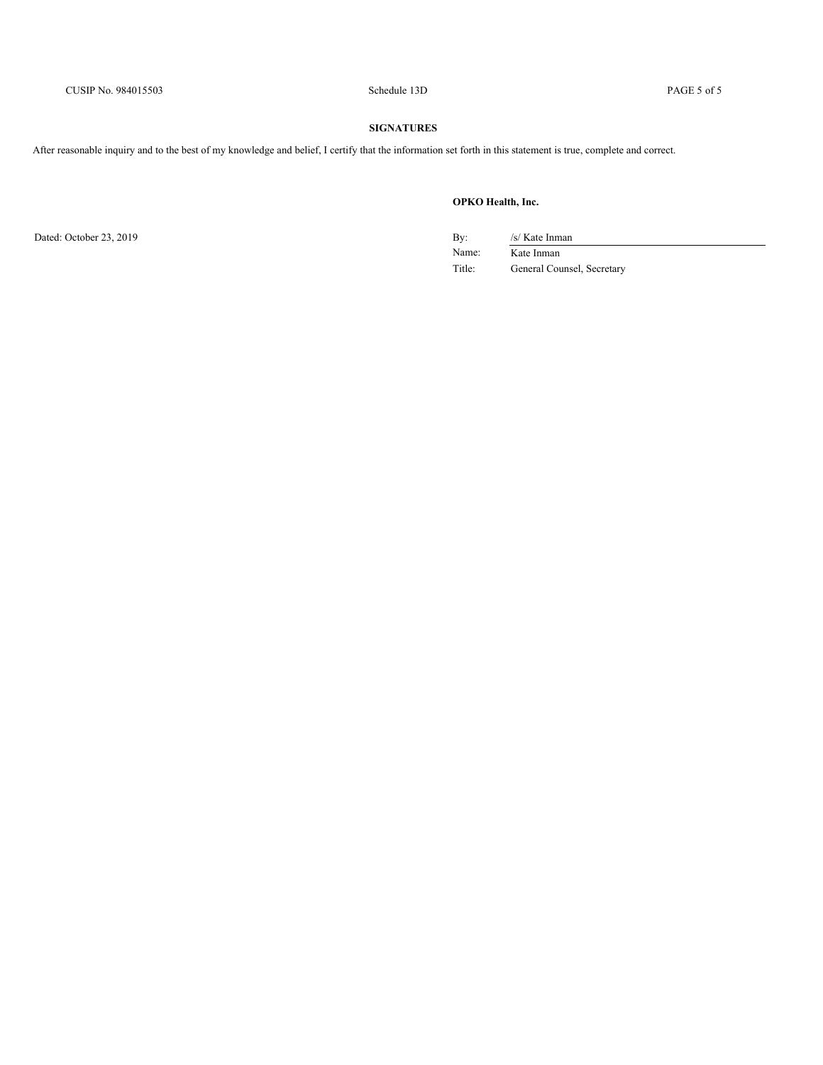## SIGNATURES

After reasonable inquiry and to the best of my knowledge and belief, I certify that the information set forth in this statement is true, complete and correct.

**OPKO Health, Inc.**

Dated: October 23, 2019

By: /s/ Kate Inman
Name: Kate Inman
Title: General Counsel, Secretary